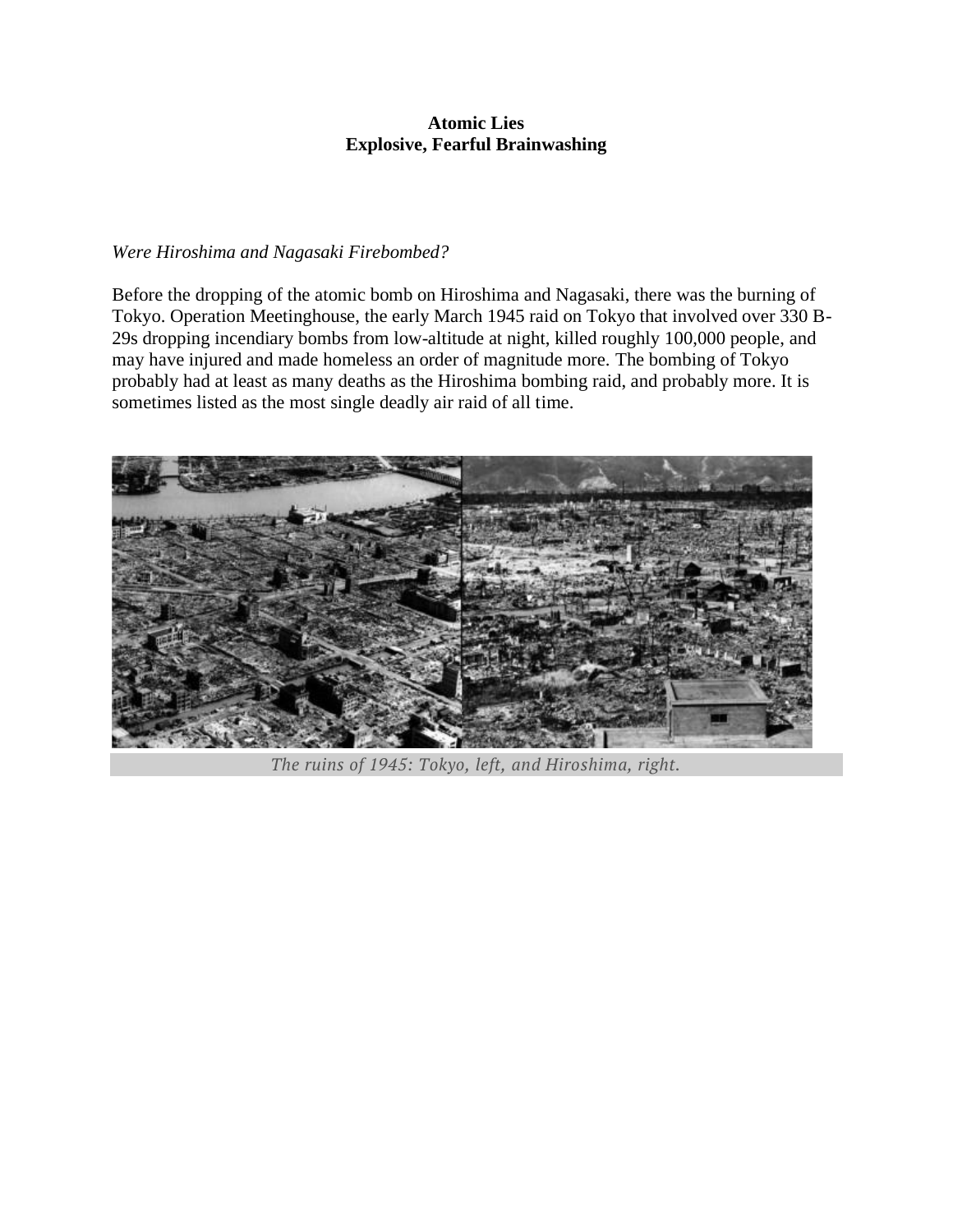**Atomic Lies**
**Explosive, Fearful Brainwashing**

*Were Hiroshima and Nagasaki Firebombed?*

Before the dropping of the atomic bomb on Hiroshima and Nagasaki, there was the burning of Tokyo. Operation Meetinghouse, the early March 1945 raid on Tokyo that involved over 330 B-29s dropping incendiary bombs from low-altitude at night, killed roughly 100,000 people, and may have injured and made homeless an order of magnitude more. The bombing of Tokyo probably had at least as many deaths as the Hiroshima bombing raid, and probably more. It is sometimes listed as the most single deadly air raid of all time.

*The ruins of 1945: Tokyo, left, and Hiroshima, right.*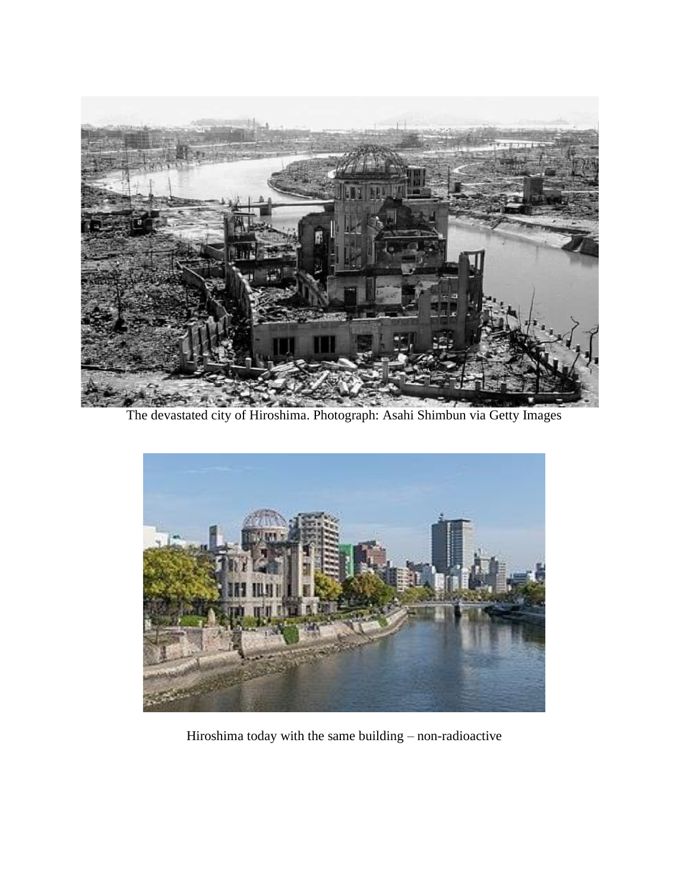The devastated city of Hiroshima. Photograph: Asahi Shimbun via Getty Images

Hiroshima today with the same building – non-radioactive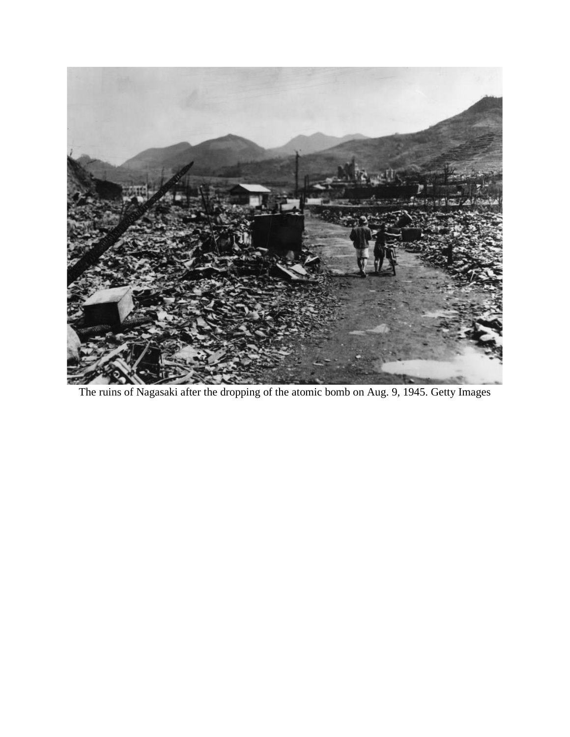The ruins of Nagasaki after the dropping of the atomic bomb on Aug. 9, 1945. Getty Images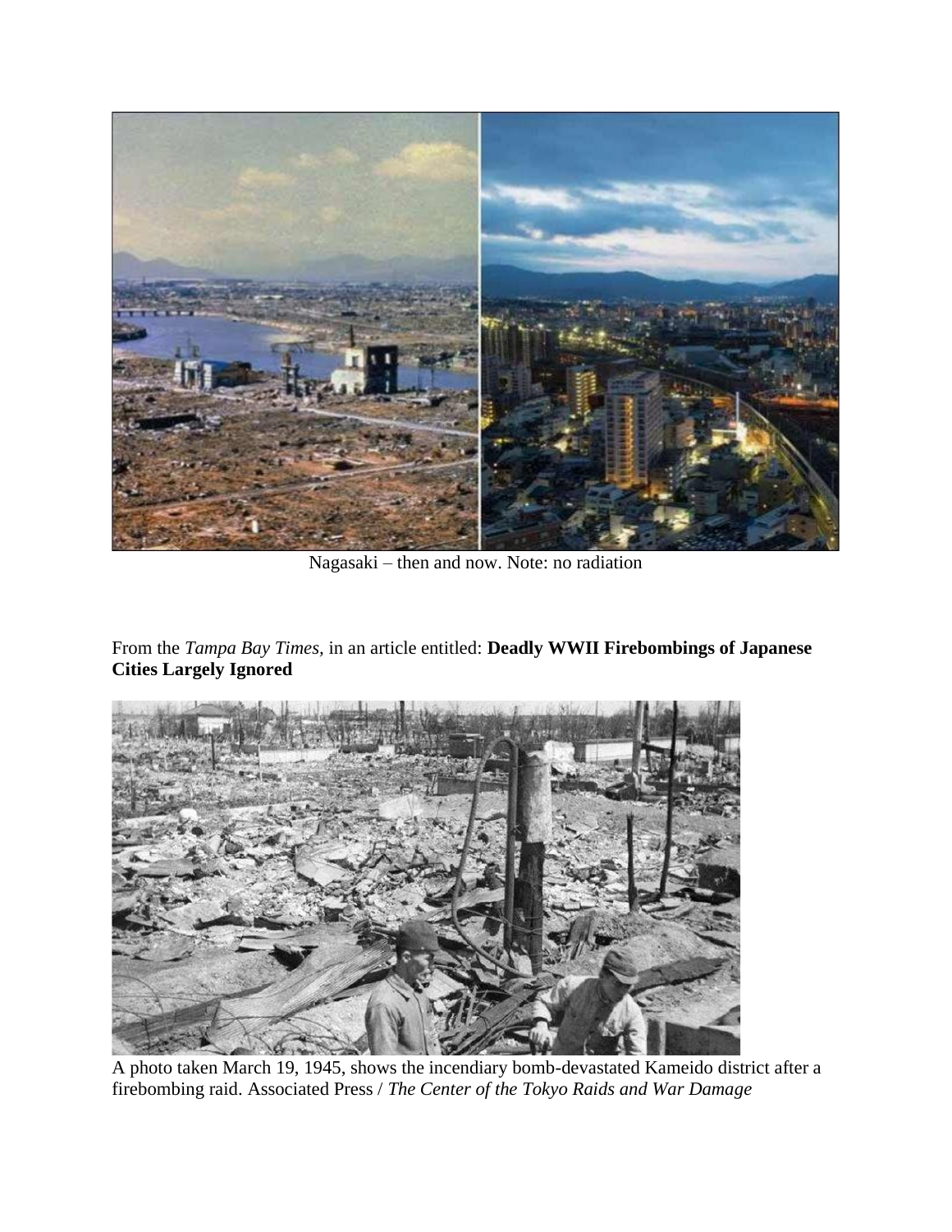Nagasaki – then and now. Note: no radiation

From the *Tampa Bay Times*, in an article entitled: **Deadly WWII Firebombings of Japanese Cities Largely Ignored**

A photo taken March 19, 1945, shows the incendiary bomb-devastated Kameido district after a firebombing raid. Associated Press / *The Center of the Tokyo Raids and War Damage*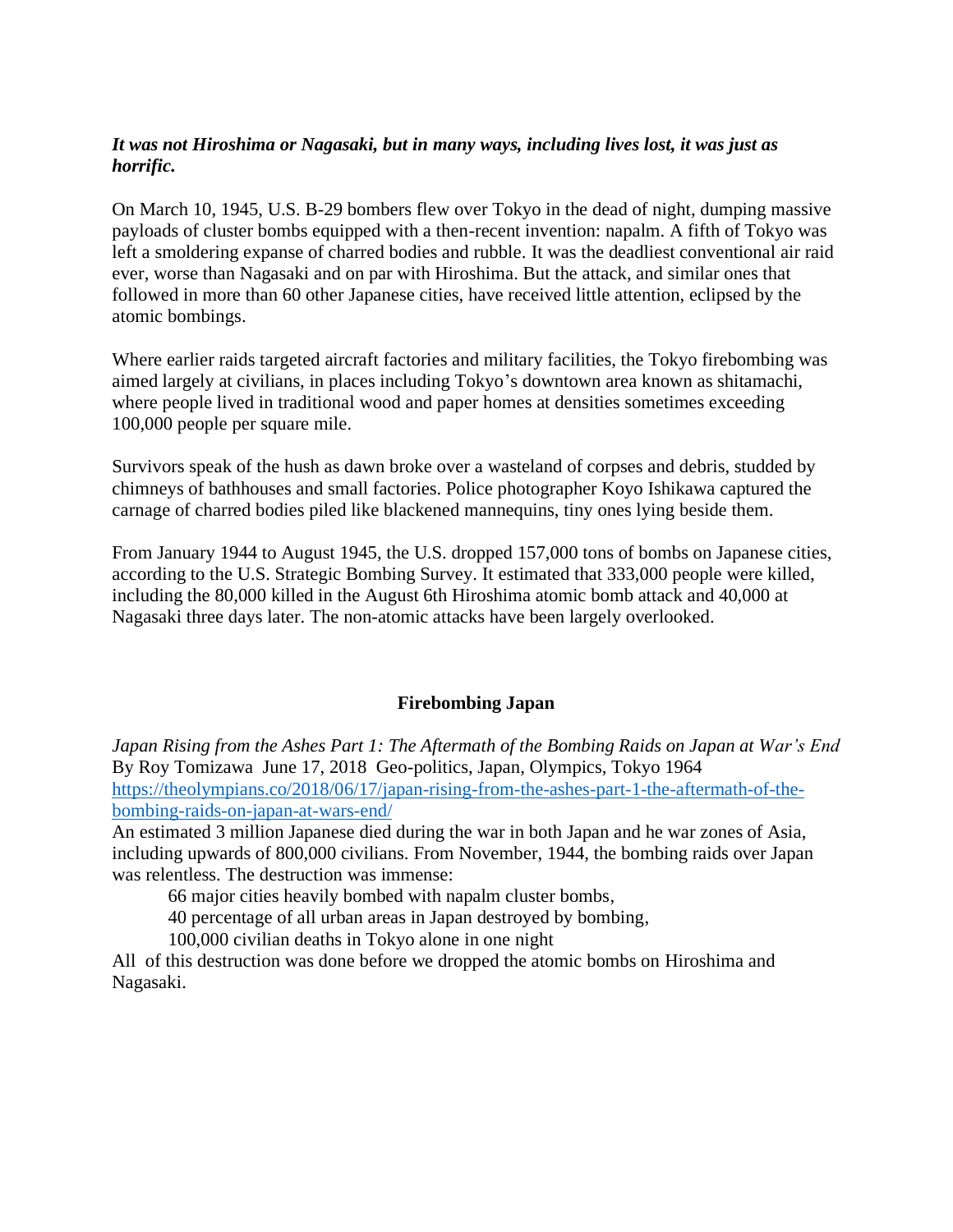***It was not Hiroshima or Nagasaki, but in many ways, including lives lost, it was just as horrific.***

On March 10, 1945, U.S. B-29 bombers flew over Tokyo in the dead of night, dumping massive payloads of cluster bombs equipped with a then-recent invention: napalm. A fifth of Tokyo was left a smoldering expanse of charred bodies and rubble. It was the deadliest conventional air raid ever, worse than Nagasaki and on par with Hiroshima. But the attack, and similar ones that followed in more than 60 other Japanese cities, have received little attention, eclipsed by the atomic bombings.

Where earlier raids targeted aircraft factories and military facilities, the Tokyo firebombing was aimed largely at civilians, in places including Tokyo's downtown area known as shitamachi, where people lived in traditional wood and paper homes at densities sometimes exceeding 100,000 people per square mile.

Survivors speak of the hush as dawn broke over a wasteland of corpses and debris, studded by chimneys of bathhouses and small factories. Police photographer Koyo Ishikawa captured the carnage of charred bodies piled like blackened mannequins, tiny ones lying beside them.

From January 1944 to August 1945, the U.S. dropped 157,000 tons of bombs on Japanese cities, according to the U.S. Strategic Bombing Survey. It estimated that 333,000 people were killed, including the 80,000 killed in the August 6th Hiroshima atomic bomb attack and 40,000 at Nagasaki three days later. The non-atomic attacks have been largely overlooked.

## Firebombing Japan

*Japan Rising from the Ashes Part 1: The Aftermath of the Bombing Raids on Japan at War's End*
By Roy Tomizawa June 17, 2018 Geo-politics, Japan, Olympics, Tokyo 1964
https://theolympians.co/2018/06/17/japan-rising-from-the-ashes-part-1-the-aftermath-of-the-bombing-raids-on-japan-at-wars-end/
An estimated 3 million Japanese died during the war in both Japan and he war zones of Asia, including upwards of 800,000 civilians. From November, 1944, the bombing raids over Japan was relentless. The destruction was immense:

66 major cities heavily bombed with napalm cluster bombs,
40 percentage of all urban areas in Japan destroyed by bombing,
100,000 civilian deaths in Tokyo alone in one night

All of this destruction was done before we dropped the atomic bombs on Hiroshima and Nagasaki.